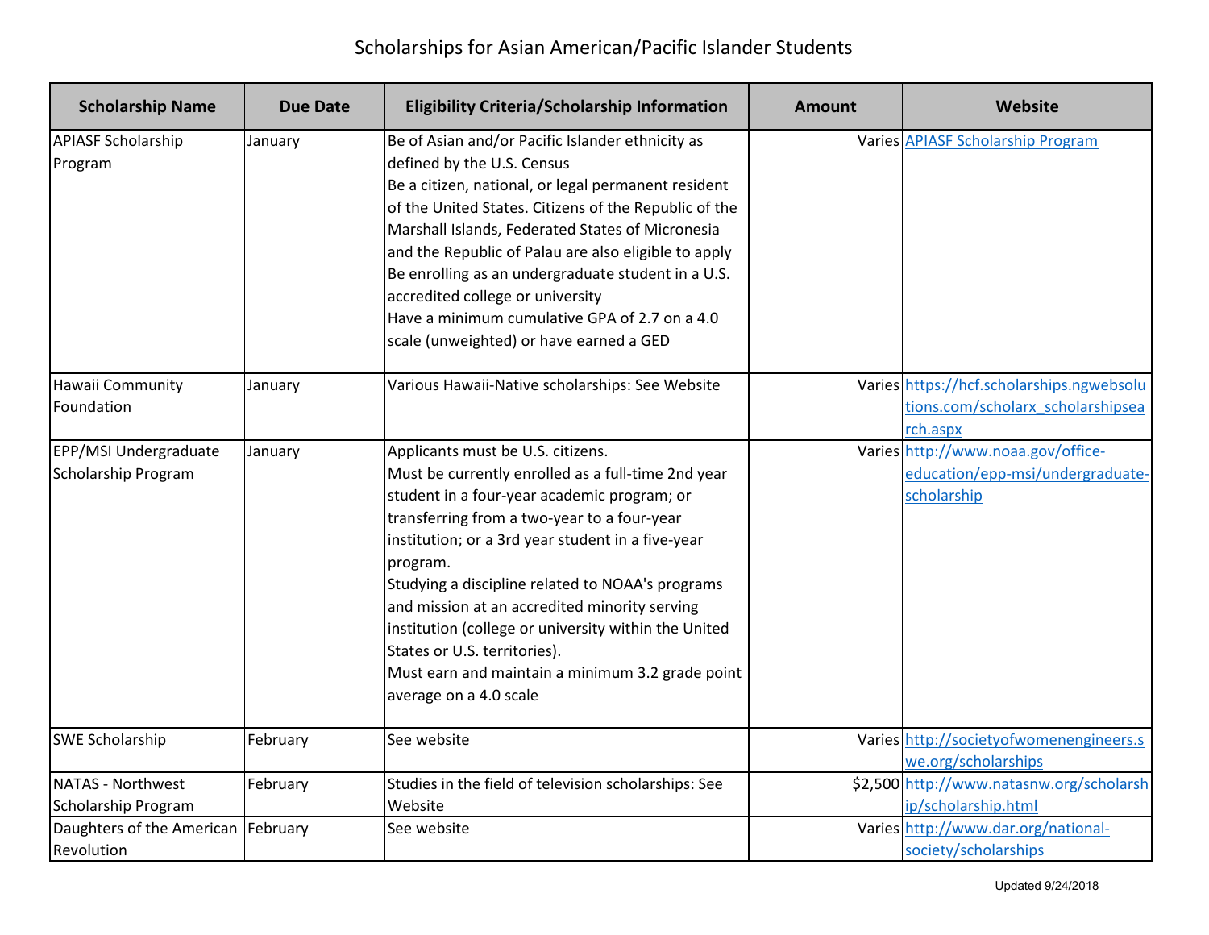# Scholarships for Asian American/Pacific Islander Students

| Scholarship Name | Due Date | Eligibility Criteria/Scholarship Information | Amount | Website |
|---|---|---|---|---|
| APIASF Scholarship Program | January | Be of Asian and/or Pacific Islander ethnicity as defined by the U.S. Census<br>Be a citizen, national, or legal permanent resident of the United States. Citizens of the Republic of the Marshall Islands, Federated States of Micronesia and the Republic of Palau are also eligible to apply<br>Be enrolling as an undergraduate student in a U.S. accredited college or university<br>Have a minimum cumulative GPA of 2.7 on a 4.0 scale (unweighted) or have earned a GED | Varies | APIASF Scholarship Program |
| Hawaii Community Foundation | January | Various Hawaii-Native scholarships: See Website | Varies | https://hcf.scholarships.ngwebsolutions.com/scholarx_scholarshipsearch.aspx |
| EPP/MSI Undergraduate Scholarship Program | January | Applicants must be U.S. citizens.<br>Must be currently enrolled as a full-time 2nd year student in a four-year academic program; or transferring from a two-year to a four-year institution; or a 3rd year student in a five-year program.<br>Studying a discipline related to NOAA's programs and mission at an accredited minority serving institution (college or university within the United States or U.S. territories).<br>Must earn and maintain a minimum 3.2 grade point average on a 4.0 scale | Varies | http://www.noaa.gov/office-education/epp-msi/undergraduate-scholarship |
| SWE Scholarship | February | See website | Varies | http://societyofwomenengineers.swe.org/scholarships |
| NATAS - Northwest Scholarship Program | February | Studies in the field of television scholarships: See Website | $2,500 | http://www.natasnw.org/scholarship/scholarship.html |
| Daughters of the American Revolution | February | See website | Varies | http://www.dar.org/national-society/scholarships |

Updated 9/24/2018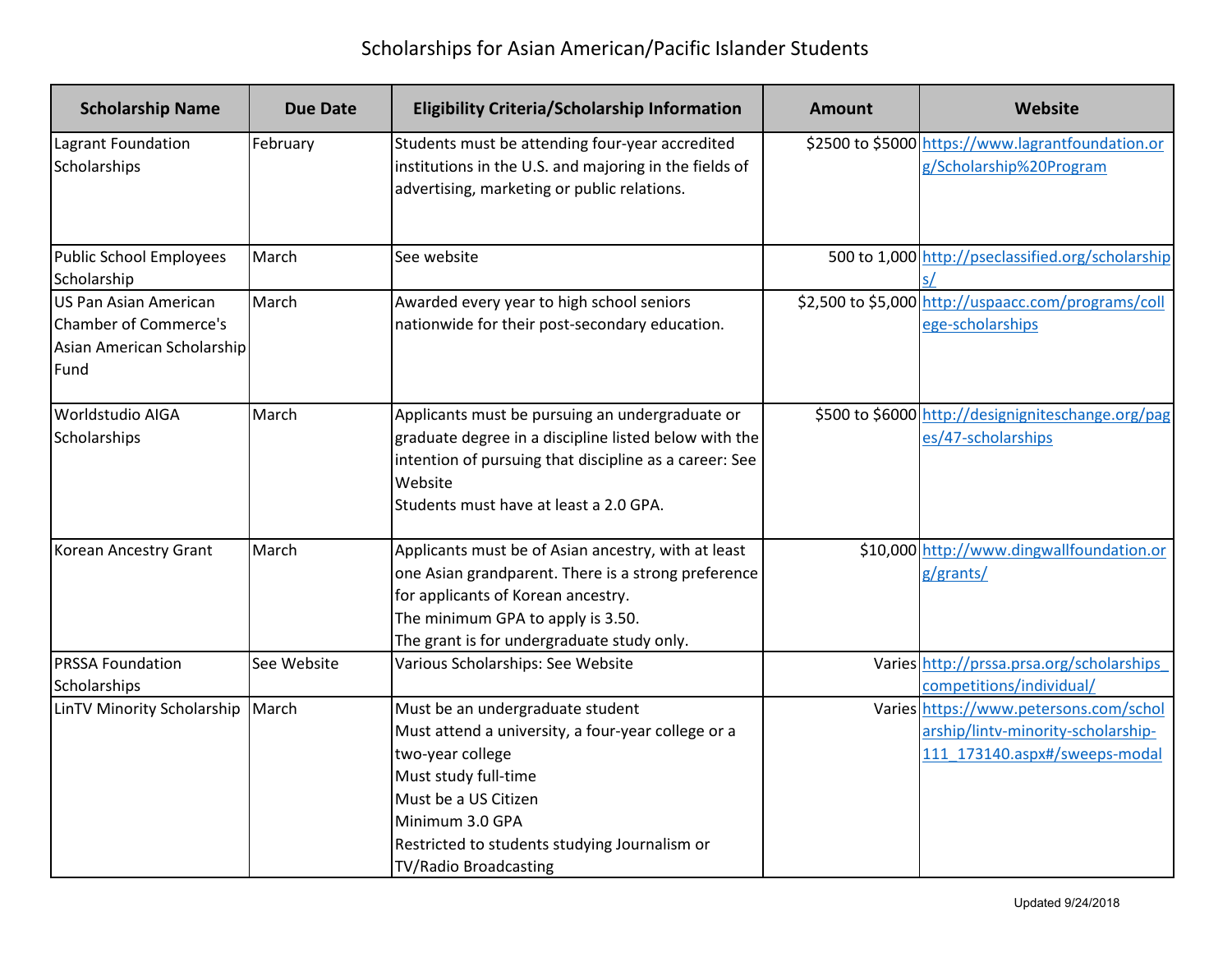# Scholarships for Asian American/Pacific Islander Students

| Scholarship Name | Due Date | Eligibility Criteria/Scholarship Information | Amount | Website |
|---|---|---|---|---|
| Lagrant Foundation Scholarships | February | Students must be attending four-year accredited institutions in the U.S. and majoring in the fields of advertising, marketing or public relations. | $2500 to $5000 | https://www.lagrantfoundation.org/Scholarship%20Program |
| Public School Employees Scholarship | March | See website | 500 to 1,000 | http://pseclassified.org/scholarships/ |
| US Pan Asian American Chamber of Commerce's Asian American Scholarship Fund | March | Awarded every year to high school seniors nationwide for their post-secondary education. | $2,500 to $5,000 | http://uspaacc.com/programs/college-scholarships |
| Worldstudio AIGA Scholarships | March | Applicants must be pursuing an undergraduate or graduate degree in a discipline listed below with the intention of pursuing that discipline as a career: See Website<br>Students must have at least a 2.0 GPA. | $500 to $6000 | http://designigniteschange.org/pages/47-scholarships |
| Korean Ancestry Grant | March | Applicants must be of Asian ancestry, with at least one Asian grandparent. There is a strong preference for applicants of Korean ancestry.<br>The minimum GPA to apply is 3.50.<br>The grant is for undergraduate study only. | $10,000 | http://www.dingwallfoundation.org/grants/ |
| PRSSA Foundation Scholarships | See Website | Various Scholarships: See Website | Varies | http://prssa.prsa.org/scholarships_competitions/individual/ |
| LinTV Minority Scholarship | March | Must be an undergraduate student<br>Must attend a university, a four-year college or a two-year college<br>Must study full-time<br>Must be a US Citizen<br>Minimum 3.0 GPA<br>Restricted to students studying Journalism or TV/Radio Broadcasting | Varies | https://www.petersons.com/scholarship/lintv-minority-scholarship-111_173140.aspx#/sweeps-modal |

Updated 9/24/2018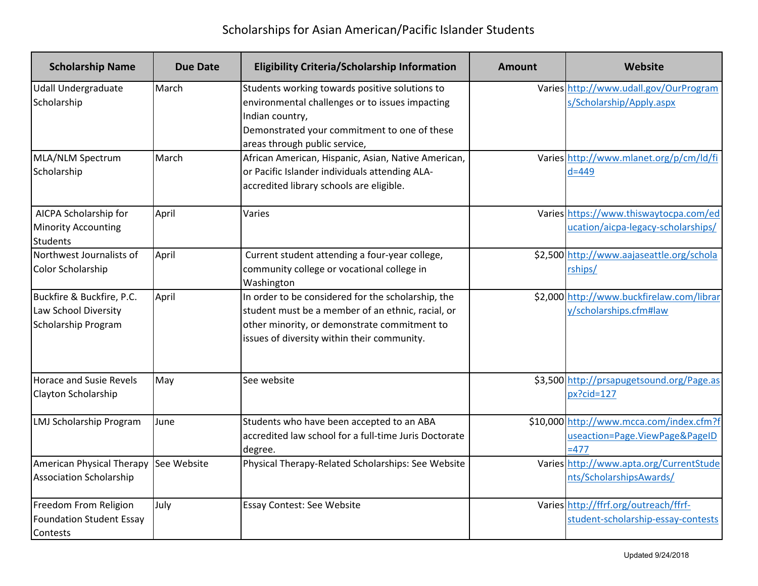# Scholarships for Asian American/Pacific Islander Students

| Scholarship Name | Due Date | Eligibility Criteria/Scholarship Information | Amount | Website |
|---|---|---|---|---|
| Udall Undergraduate Scholarship | March | Students working towards positive solutions to environmental challenges or to issues impacting Indian country, Demonstrated your commitment to one of these areas through public service, | Varies | http://www.udall.gov/OurPrograms/Scholarship/Apply.aspx |
| MLA/NLM Spectrum Scholarship | March | African American, Hispanic, Asian, Native American, or Pacific Islander individuals attending ALA-accredited library schools are eligible. | Varies | http://www.mlanet.org/p/cm/ld/fid=449 |
| AICPA Scholarship for Minority Accounting Students | April | Varies | Varies | https://www.thiswaytocpa.com/education/aicpa-legacy-scholarships/ |
| Northwest Journalists of Color Scholarship | April | Current student attending a four-year college, community college or vocational college in Washington | $2,500 | http://www.aajaseattle.org/scholarships/ |
| Buckfire & Buckfire, P.C. Law School Diversity Scholarship Program | April | In order to be considered for the scholarship, the student must be a member of an ethnic, racial, or other minority, or demonstrate commitment to issues of diversity within their community. | $2,000 | http://www.buckfirelaw.com/library/scholarships.cfm#law |
| Horace and Susie Revels Clayton Scholarship | May | See website | $3,500 | http://prsapugetsound.org/Page.aspx?cid=127 |
| LMJ Scholarship Program | June | Students who have been accepted to an ABA accredited law school for a full-time Juris Doctorate degree. | $10,000 | http://www.mcca.com/index.cfm?fuseaction=Page.ViewPage&PageID=477 |
| American Physical Therapy Association Scholarship | See Website | Physical Therapy-Related Scholarships: See Website | Varies | http://www.apta.org/CurrentStudents/ScholarshipsAwards/ |
| Freedom From Religion Foundation Student Essay Contests | July | Essay Contest: See Website | Varies | http://ffrf.org/outreach/ffrf-student-scholarship-essay-contests |

Updated 9/24/2018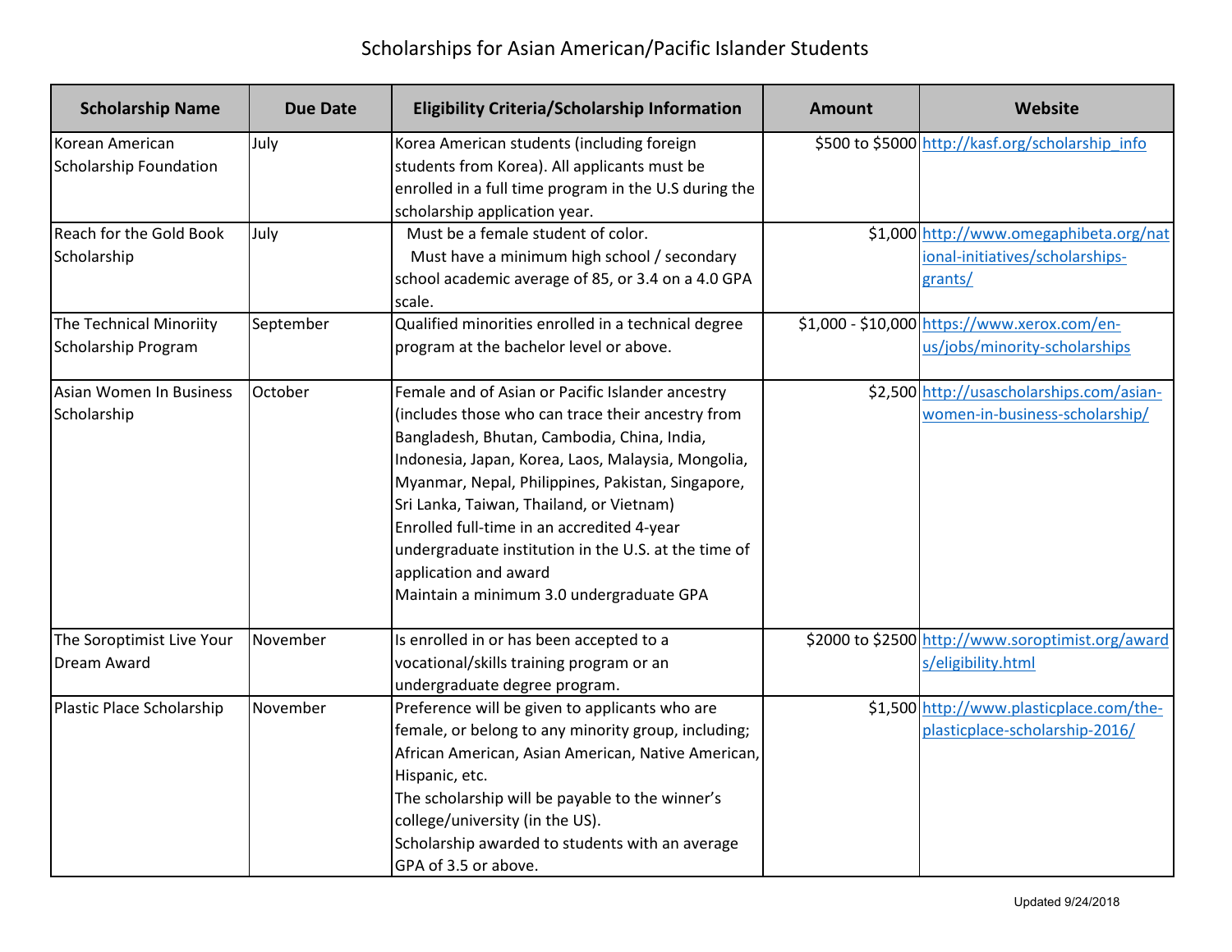# Scholarships for Asian American/Pacific Islander Students

| Scholarship Name | Due Date | Eligibility Criteria/Scholarship Information | Amount | Website |
|---|---|---|---|---|
| Korean American Scholarship Foundation | July | Korea American students (including foreign students from Korea). All applicants must be enrolled in a full time program in the U.S during the scholarship application year. | $500 to $5000 | http://kasf.org/scholarship_info |
| Reach for the Gold Book Scholarship | July | Must be a female student of color. Must have a minimum high school / secondary school academic average of 85, or 3.4 on a 4.0 GPA scale. | $1,000 | http://www.omegaphibeta.org/national-initiatives/scholarships-grants/ |
| The Technical Minoriity Scholarship Program | September | Qualified minorities enrolled in a technical degree program at the bachelor level or above. | $1,000 - $10,000 | https://www.xerox.com/en-us/jobs/minority-scholarships |
| Asian Women In Business Scholarship | October | Female and of Asian or Pacific Islander ancestry (includes those who can trace their ancestry from Bangladesh, Bhutan, Cambodia, China, India, Indonesia, Japan, Korea, Laos, Malaysia, Mongolia, Myanmar, Nepal, Philippines, Pakistan, Singapore, Sri Lanka, Taiwan, Thailand, or Vietnam) Enrolled full-time in an accredited 4-year undergraduate institution in the U.S. at the time of application and award Maintain a minimum 3.0 undergraduate GPA | $2,500 | http://usascholarships.com/asian-women-in-business-scholarship/ |
| The Soroptimist Live Your Dream Award | November | Is enrolled in or has been accepted to a vocational/skills training program or an undergraduate degree program. | $2000 to $2500 | http://www.soroptimist.org/awards/eligibility.html |
| Plastic Place Scholarship | November | Preference will be given to applicants who are female, or belong to any minority group, including; African American, Asian American, Native American, Hispanic, etc. The scholarship will be payable to the winner's college/university (in the US). Scholarship awarded to students with an average GPA of 3.5 or above. | $1,500 | http://www.plasticplace.com/the-plasticplace-scholarship-2016/ |

Updated 9/24/2018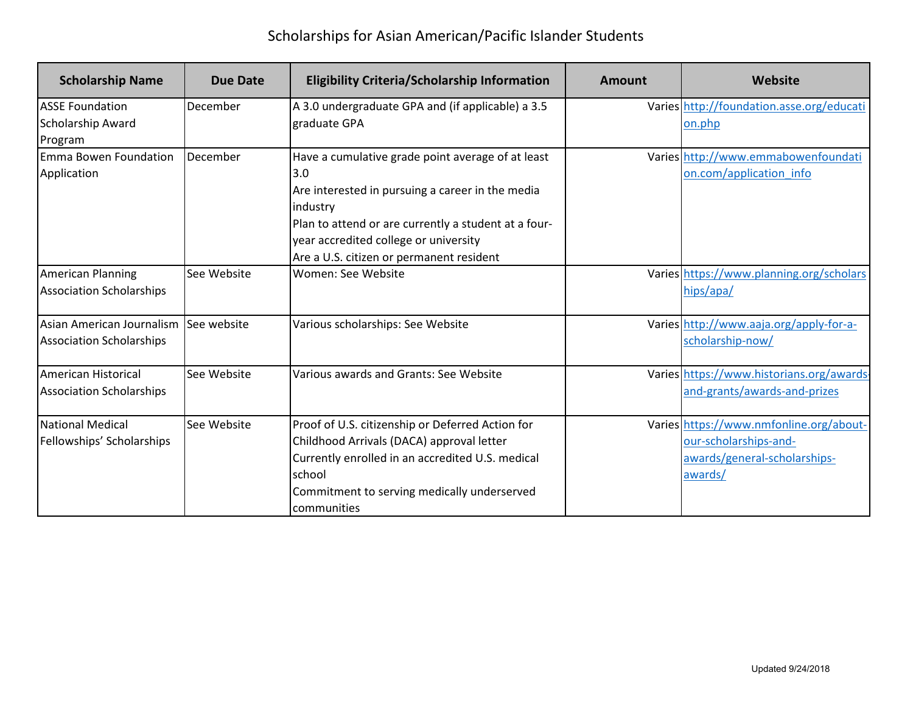# Scholarships for Asian American/Pacific Islander Students

| Scholarship Name | Due Date | Eligibility Criteria/Scholarship Information | Amount | Website |
|---|---|---|---|---|
| ASSE Foundation Scholarship Award Program | December | A 3.0 undergraduate GPA and (if applicable) a 3.5 graduate GPA | Varies | http://foundation.asse.org/education.php |
| Emma Bowen Foundation Application | December | Have a cumulative grade point average of at least 3.0<br>Are interested in pursuing a career in the media industry<br>Plan to attend or are currently a student at a four-year accredited college or university<br>Are a U.S. citizen or permanent resident | Varies | http://www.emmabowenfoundation.com/application_info |
| American Planning Association Scholarships | See Website | Women: See Website | Varies | https://www.planning.org/scholarships/apa/ |
| Asian American Journalism Association Scholarships | See website | Various scholarships: See Website | Varies | http://www.aaja.org/apply-for-a-scholarship-now/ |
| American Historical Association Scholarships | See Website | Various awards and Grants: See Website | Varies | https://www.historians.org/awards-and-grants/awards-and-prizes |
| National Medical Fellowships' Scholarships | See Website | Proof of U.S. citizenship or Deferred Action for Childhood Arrivals (DACA) approval letter<br>Currently enrolled in an accredited U.S. medical school<br>Commitment to serving medically underserved communities | Varies | https://www.nmfonline.org/about-our-scholarships-and-awards/general-scholarships-awards/ |

Updated 9/24/2018